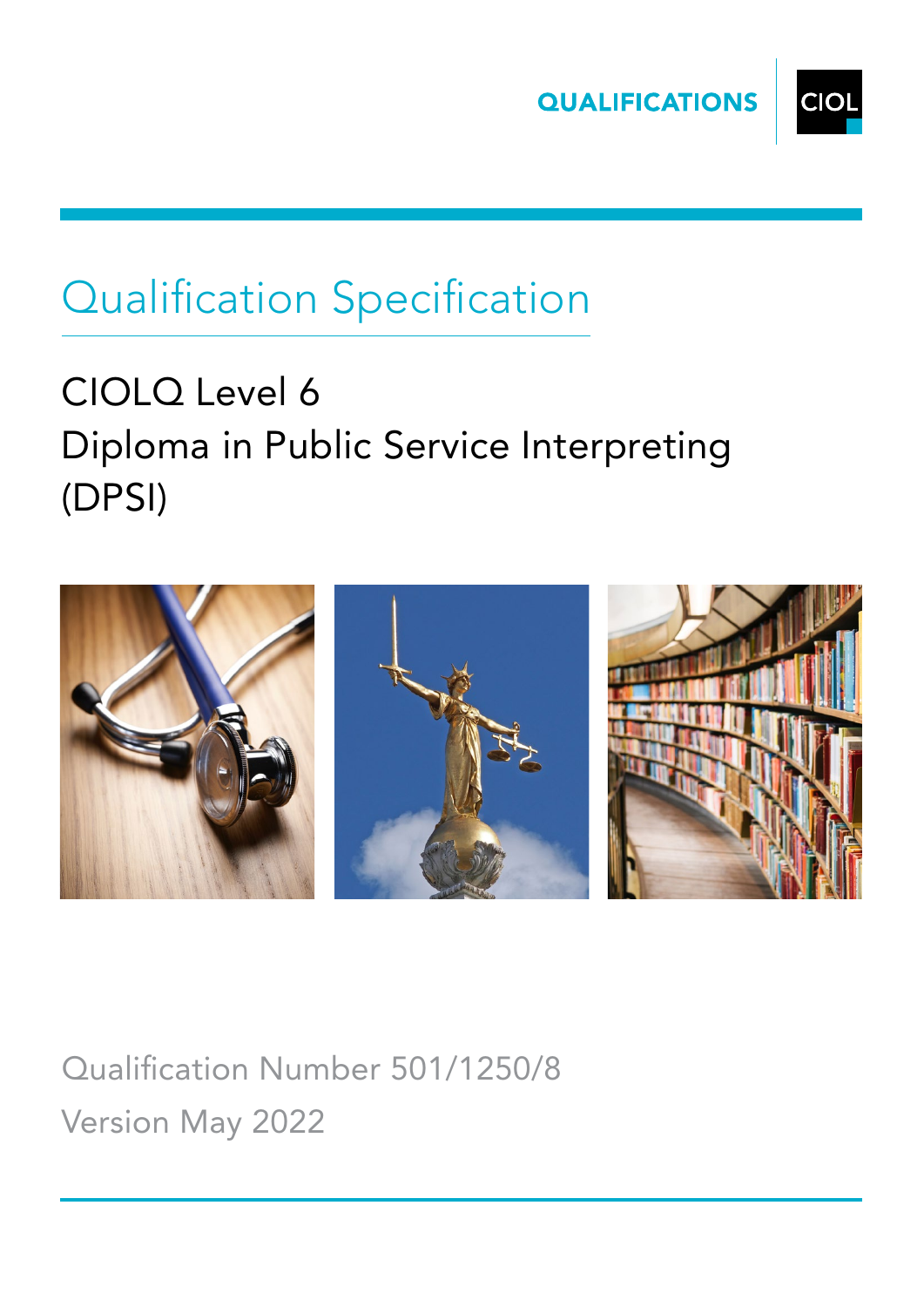QUALIFICATIONS

CIOL

# Qualification Specification

## CIOLQ Level 6
## Diploma in Public Service Interpreting (DPSI)

Qualification Number 501/1250/8

Version May 2022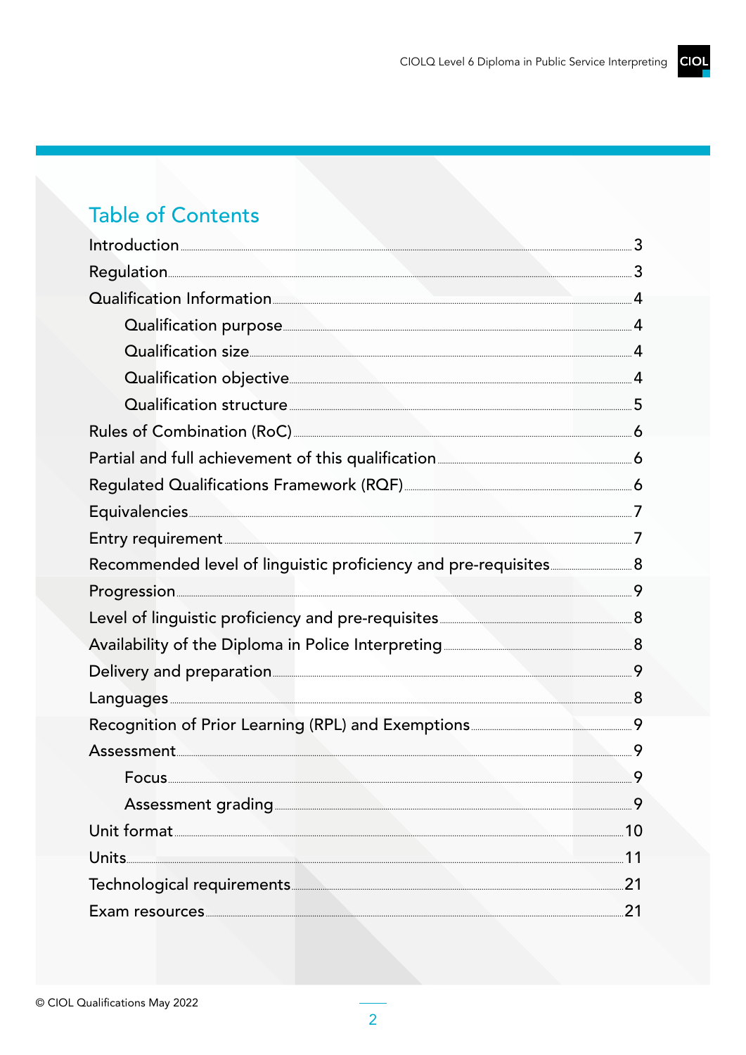## Table of Contents

- Introduction ... 3
- Regulation ... 3
- Qualification Information ... 4
  - Qualification purpose ... 4
  - Qualification size ... 4
  - Qualification objective ... 4
  - Qualification structure ... 5
- Rules of Combination (RoC) ... 6
- Partial and full achievement of this qualification ... 6
- Regulated Qualifications Framework (RQF) ... 6
- Equivalencies ... 7
- Entry requirement ... 7
- Recommended level of linguistic proficiency and pre-requisites ... 8
- Progression ... 9
- Level of linguistic proficiency and pre-requisites ... 8
- Availability of the Diploma in Police Interpreting ... 8
- Delivery and preparation ... 9
- Languages ... 8
- Recognition of Prior Learning (RPL) and Exemptions ... 9
- Assessment ... 9
  - Focus ... 9
  - Assessment grading ... 9
- Unit format ... 10
- Units ... 11
- Technological requirements ... 21
- Exam resources ... 21

© CIOL Qualifications May 2022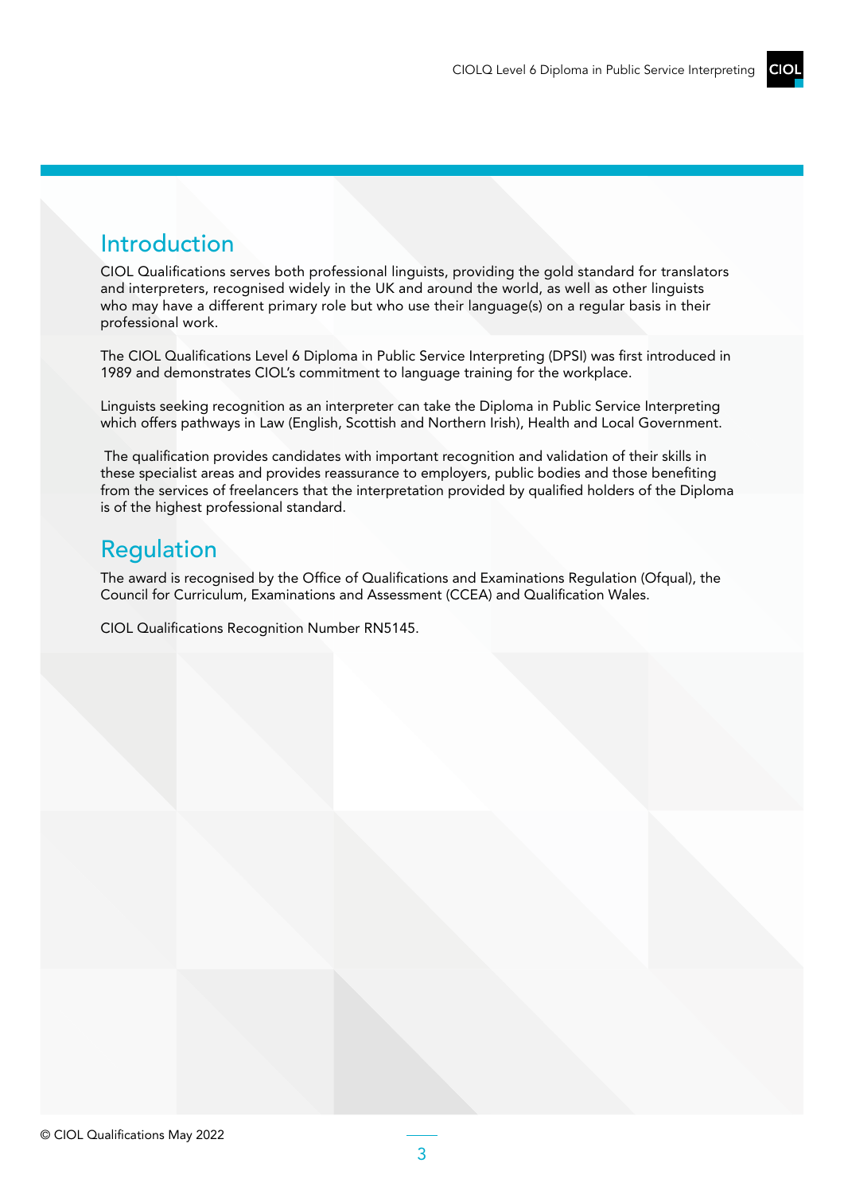## Introduction

CIOL Qualifications serves both professional linguists, providing the gold standard for translators and interpreters, recognised widely in the UK and around the world, as well as other linguists who may have a different primary role but who use their language(s) on a regular basis in their professional work.

The CIOL Qualifications Level 6 Diploma in Public Service Interpreting (DPSI) was first introduced in 1989 and demonstrates CIOL's commitment to language training for the workplace.

Linguists seeking recognition as an interpreter can take the Diploma in Public Service Interpreting which offers pathways in Law (English, Scottish and Northern Irish), Health and Local Government.

The qualification provides candidates with important recognition and validation of their skills in these specialist areas and provides reassurance to employers, public bodies and those benefiting from the services of freelancers that the interpretation provided by qualified holders of the Diploma is of the highest professional standard.

## Regulation

The award is recognised by the Office of Qualifications and Examinations Regulation (Ofqual), the Council for Curriculum, Examinations and Assessment (CCEA) and Qualification Wales.

CIOL Qualifications Recognition Number RN5145.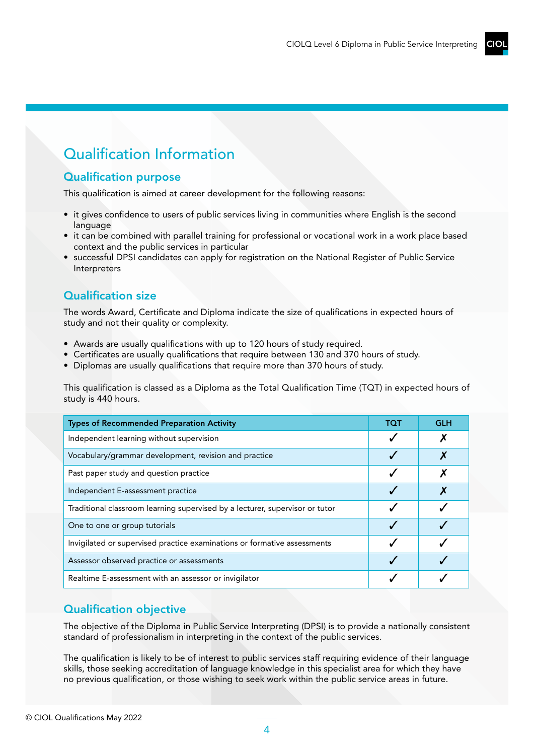# Qualification Information

## Qualification purpose

This qualification is aimed at career development for the following reasons:

- it gives confidence to users of public services living in communities where English is the second language
- it can be combined with parallel training for professional or vocational work in a work place based context and the public services in particular
- successful DPSI candidates can apply for registration on the National Register of Public Service Interpreters

## Qualification size

The words Award, Certificate and Diploma indicate the size of qualifications in expected hours of study and not their quality or complexity.

- Awards are usually qualifications with up to 120 hours of study required.
- Certificates are usually qualifications that require between 130 and 370 hours of study.
- Diplomas are usually qualifications that require more than 370 hours of study.

This qualification is classed as a Diploma as the Total Qualification Time (TQT) in expected hours of study is 440 hours.

| Types of Recommended Preparation Activity | TQT | GLH |
|---|---|---|
| Independent learning without supervision | ✓ | ✗ |
| Vocabulary/grammar development, revision and practice | ✓ | ✗ |
| Past paper study and question practice | ✓ | ✗ |
| Independent E-assessment practice | ✓ | ✗ |
| Traditional classroom learning supervised by a lecturer, supervisor or tutor | ✓ | ✓ |
| One to one or group tutorials | ✓ | ✓ |
| Invigilated or supervised practice examinations or formative assessments | ✓ | ✓ |
| Assessor observed practice or assessments | ✓ | ✓ |
| Realtime E-assessment with an assessor or invigilator | ✓ | ✓ |

## Qualification objective

The objective of the Diploma in Public Service Interpreting (DPSI) is to provide a nationally consistent standard of professionalism in interpreting in the context of the public services.

The qualification is likely to be of interest to public services staff requiring evidence of their language skills, those seeking accreditation of language knowledge in this specialist area for which they have no previous qualification, or those wishing to seek work within the public service areas in future.

© CIOL Qualifications May 2022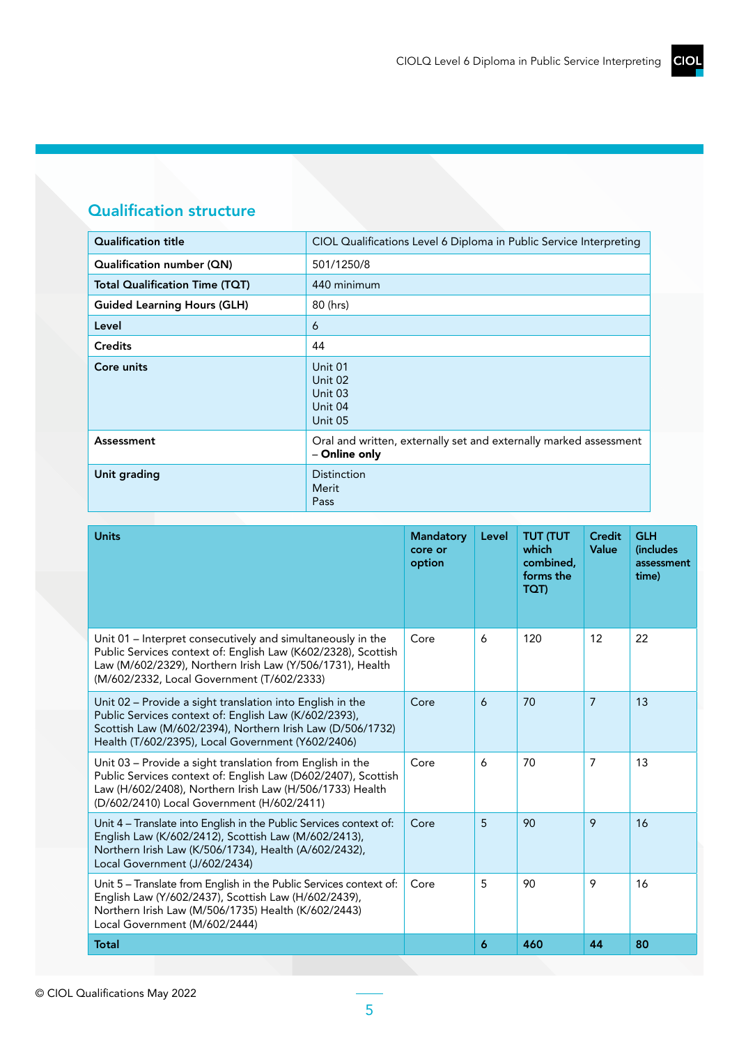## Qualification structure

| Qualification title | CIOL Qualifications Level 6 Diploma in Public Service Interpreting |
|---|---|
| Qualification number (QN) | 501/1250/8 |
| Total Qualification Time (TQT) | 440 minimum |
| Guided Learning Hours (GLH) | 80 (hrs) |
| Level | 6 |
| Credits | 44 |
| Core units | Unit 01<br>Unit 02<br>Unit 03<br>Unit 04<br>Unit 05 |
| Assessment | Oral and written, externally set and externally marked assessment – **Online only** |
| Unit grading | Distinction<br>Merit<br>Pass |

| Units | Mandatory core or option | Level | TUT (TUT which combined, forms the TQT) | Credit Value | GLH (includes assessment time) |
|---|---|---|---|---|---|
| Unit 01 – Interpret consecutively and simultaneously in the Public Services context of: English Law (K602/2328), Scottish Law (M/602/2329), Northern Irish Law (Y/506/1731), Health (M/602/2332, Local Government (T/602/2333) | Core | 6 | 120 | 12 | 22 |
| Unit 02 – Provide a sight translation into English in the Public Services context of: English Law (K/602/2393), Scottish Law (M/602/2394), Northern Irish Law (D/506/1732) Health (T/602/2395), Local Government (Y602/2406) | Core | 6 | 70 | 7 | 13 |
| Unit 03 – Provide a sight translation from English in the Public Services context of: English Law (D602/2407), Scottish Law (H/602/2408), Northern Irish Law (H/506/1733) Health (D/602/2410) Local Government (H/602/2411) | Core | 6 | 70 | 7 | 13 |
| Unit 4 – Translate into English in the Public Services context of: English Law (K/602/2412), Scottish Law (M/602/2413), Northern Irish Law (K/506/1734), Health (A/602/2432), Local Government (J/602/2434) | Core | 5 | 90 | 9 | 16 |
| Unit 5 – Translate from English in the Public Services context of: English Law (Y/602/2437), Scottish Law (H/602/2439), Northern Irish Law (M/506/1735) Health (K/602/2443) Local Government (M/602/2444) | Core | 5 | 90 | 9 | 16 |
| **Total** | | **6** | **460** | **44** | **80** |

© CIOL Qualifications May 2022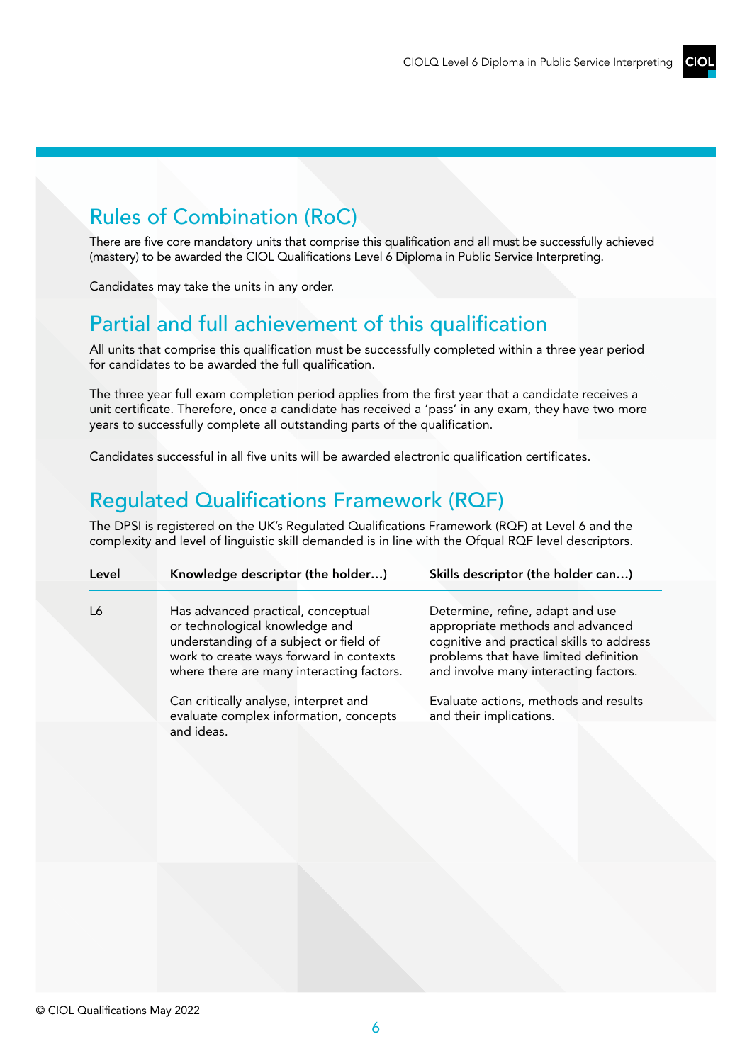## Rules of Combination (RoC)

There are five core mandatory units that comprise this qualification and all must be successfully achieved (mastery) to be awarded the CIOL Qualifications Level 6 Diploma in Public Service Interpreting.

Candidates may take the units in any order.

## Partial and full achievement of this qualification

All units that comprise this qualification must be successfully completed within a three year period for candidates to be awarded the full qualification.

The three year full exam completion period applies from the first year that a candidate receives a unit certificate. Therefore, once a candidate has received a 'pass' in any exam, they have two more years to successfully complete all outstanding parts of the qualification.

Candidates successful in all five units will be awarded electronic qualification certificates.

## Regulated Qualifications Framework (RQF)

The DPSI is registered on the UK's Regulated Qualifications Framework (RQF) at Level 6 and the complexity and level of linguistic skill demanded is in line with the Ofqual RQF level descriptors.

| Level | Knowledge descriptor (the holder…) | Skills descriptor (the holder can…) |
|---|---|---|
| L6 | Has advanced practical, conceptual or technological knowledge and understanding of a subject or field of work to create ways forward in contexts where there are many interacting factors.<br><br>Can critically analyse, interpret and evaluate complex information, concepts and ideas. | Determine, refine, adapt and use appropriate methods and advanced cognitive and practical skills to address problems that have limited definition and involve many interacting factors.<br><br>Evaluate actions, methods and results and their implications. |

© CIOL Qualifications May 2022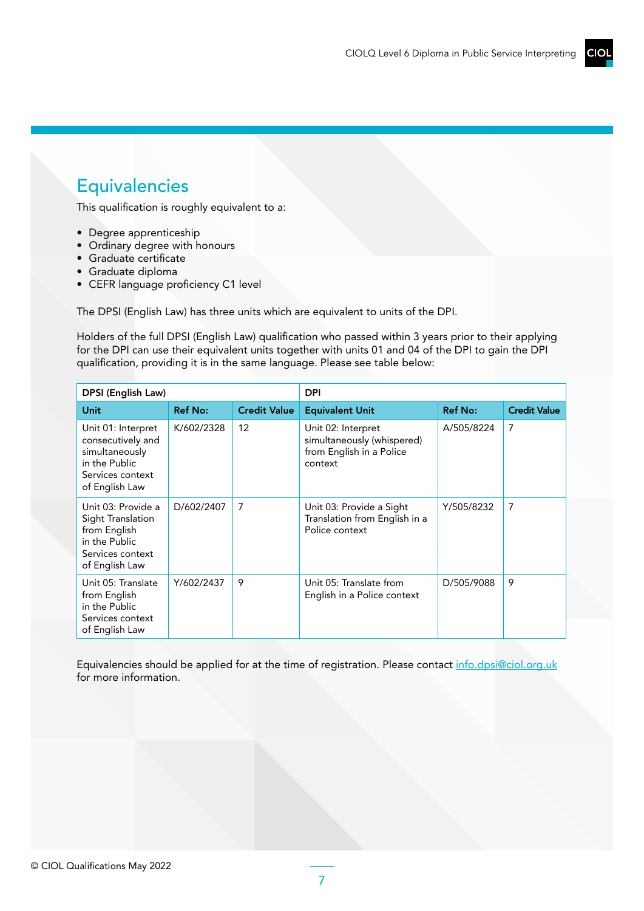## Equivalencies

This qualification is roughly equivalent to a:

- Degree apprenticeship
- Ordinary degree with honours
- Graduate certificate
- Graduate diploma
- CEFR language proficiency C1 level

The DPSI (English Law) has three units which are equivalent to units of the DPI.

Holders of the full DPSI (English Law) qualification who passed within 3 years prior to their applying for the DPI can use their equivalent units together with units 01 and 04 of the DPI to gain the DPI qualification, providing it is in the same language. Please see table below:

| DPSI (English Law) | | | DPI | | |
|---|---|---|---|---|---|
| **Unit** | **Ref No:** | **Credit Value** | **Equivalent Unit** | **Ref No:** | **Credit Value** |
| Unit 01: Interpret consecutively and simultaneously in the Public Services context of English Law | K/602/2328 | 12 | Unit 02: Interpret simultaneously (whispered) from English in a Police context | A/505/8224 | 7 |
| Unit 03: Provide a Sight Translation from English in the Public Services context of English Law | D/602/2407 | 7 | Unit 03: Provide a Sight Translation from English in a Police context | Y/505/8232 | 7 |
| Unit 05: Translate from English in the Public Services context of English Law | Y/602/2437 | 9 | Unit 05: Translate from English in a Police context | D/505/9088 | 9 |

Equivalencies should be applied for at the time of registration. Please contact info.dpsi@ciol.org.uk for more information.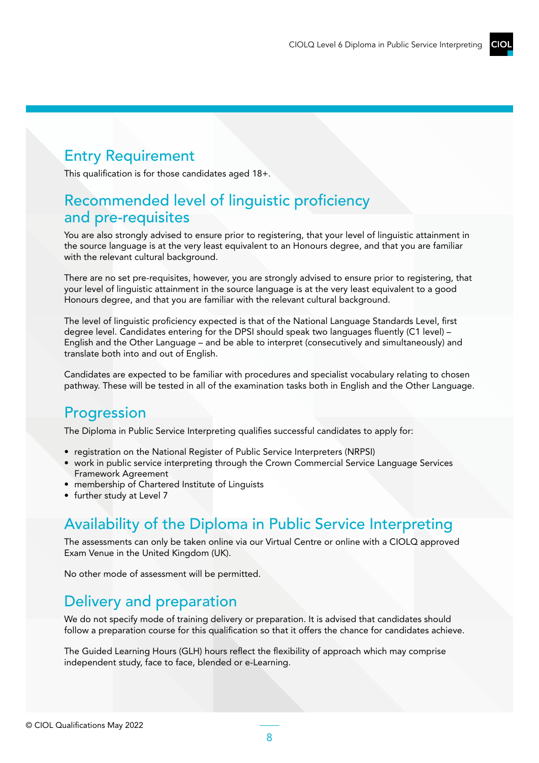## Entry Requirement

This qualification is for those candidates aged 18+.

## Recommended level of linguistic proficiency and pre-requisites

You are also strongly advised to ensure prior to registering, that your level of linguistic attainment in the source language is at the very least equivalent to an Honours degree, and that you are familiar with the relevant cultural background.

There are no set pre-requisites, however, you are strongly advised to ensure prior to registering, that your level of linguistic attainment in the source language is at the very least equivalent to a good Honours degree, and that you are familiar with the relevant cultural background.

The level of linguistic proficiency expected is that of the National Language Standards Level, first degree level. Candidates entering for the DPSI should speak two languages fluently (C1 level) – English and the Other Language – and be able to interpret (consecutively and simultaneously) and translate both into and out of English.

Candidates are expected to be familiar with procedures and specialist vocabulary relating to chosen pathway. These will be tested in all of the examination tasks both in English and the Other Language.

## Progression

The Diploma in Public Service Interpreting qualifies successful candidates to apply for:

- registration on the National Register of Public Service Interpreters (NRPSI)
- work in public service interpreting through the Crown Commercial Service Language Services Framework Agreement
- membership of Chartered Institute of Linguists
- further study at Level 7

## Availability of the Diploma in Public Service Interpreting

The assessments can only be taken online via our Virtual Centre or online with a CIOLQ approved Exam Venue in the United Kingdom (UK).

No other mode of assessment will be permitted.

## Delivery and preparation

We do not specify mode of training delivery or preparation. It is advised that candidates should follow a preparation course for this qualification so that it offers the chance for candidates achieve.

The Guided Learning Hours (GLH) hours reflect the flexibility of approach which may comprise independent study, face to face, blended or e-Learning.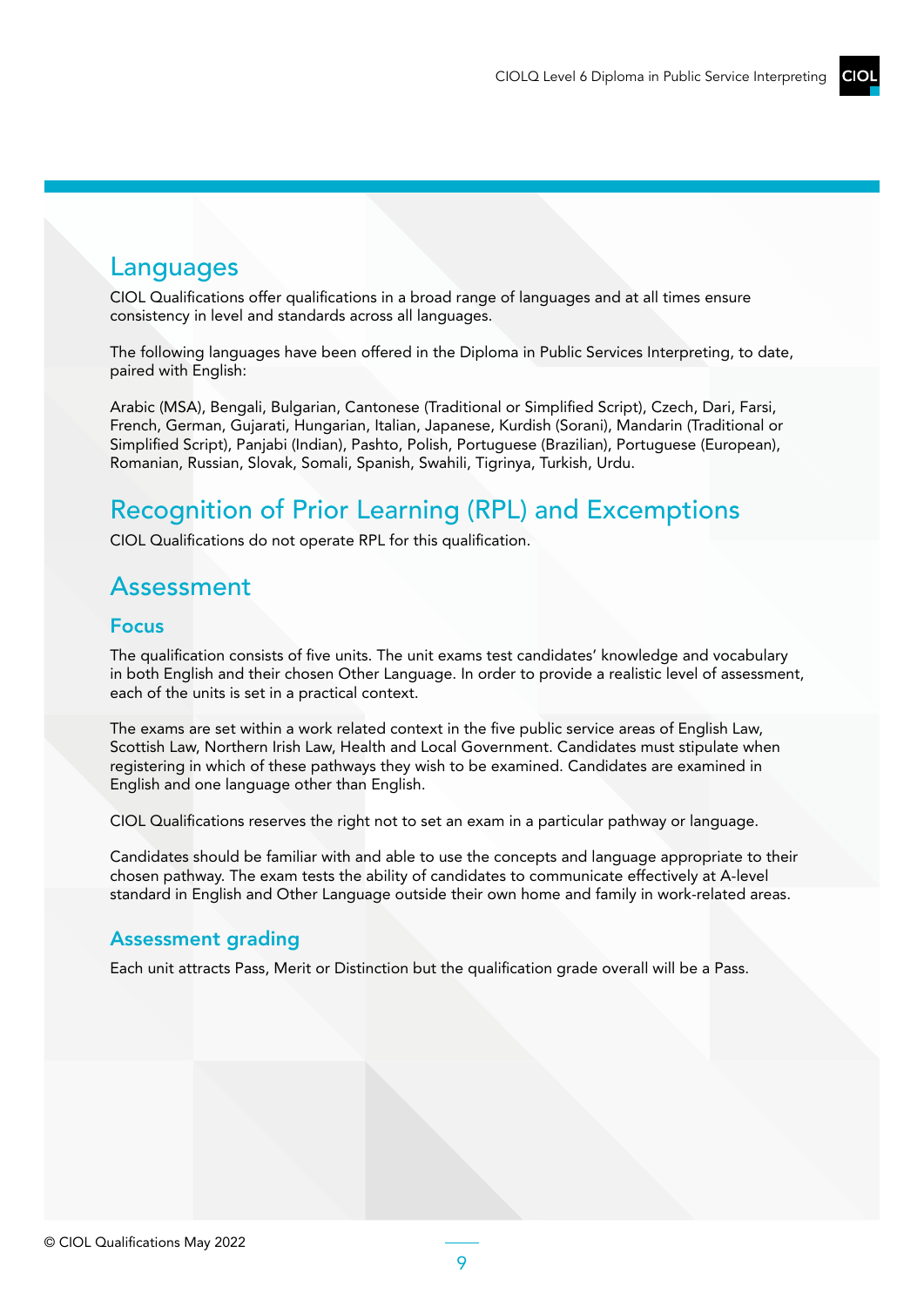## Languages

CIOL Qualifications offer qualifications in a broad range of languages and at all times ensure consistency in level and standards across all languages.

The following languages have been offered in the Diploma in Public Services Interpreting, to date, paired with English:

Arabic (MSA), Bengali, Bulgarian, Cantonese (Traditional or Simplified Script), Czech, Dari, Farsi, French, German, Gujarati, Hungarian, Italian, Japanese, Kurdish (Sorani), Mandarin (Traditional or Simplified Script), Panjabi (Indian), Pashto, Polish, Portuguese (Brazilian), Portuguese (European), Romanian, Russian, Slovak, Somali, Spanish, Swahili, Tigrinya, Turkish, Urdu.

## Recognition of Prior Learning (RPL) and Exemptions

CIOL Qualifications do not operate RPL for this qualification.

## Assessment

### Focus

The qualification consists of five units. The unit exams test candidates' knowledge and vocabulary in both English and their chosen Other Language. In order to provide a realistic level of assessment, each of the units is set in a practical context.

The exams are set within a work related context in the five public service areas of English Law, Scottish Law, Northern Irish Law, Health and Local Government. Candidates must stipulate when registering in which of these pathways they wish to be examined. Candidates are examined in English and one language other than English.

CIOL Qualifications reserves the right not to set an exam in a particular pathway or language.

Candidates should be familiar with and able to use the concepts and language appropriate to their chosen pathway. The exam tests the ability of candidates to communicate effectively at A-level standard in English and Other Language outside their own home and family in work-related areas.

### Assessment grading

Each unit attracts Pass, Merit or Distinction but the qualification grade overall will be a Pass.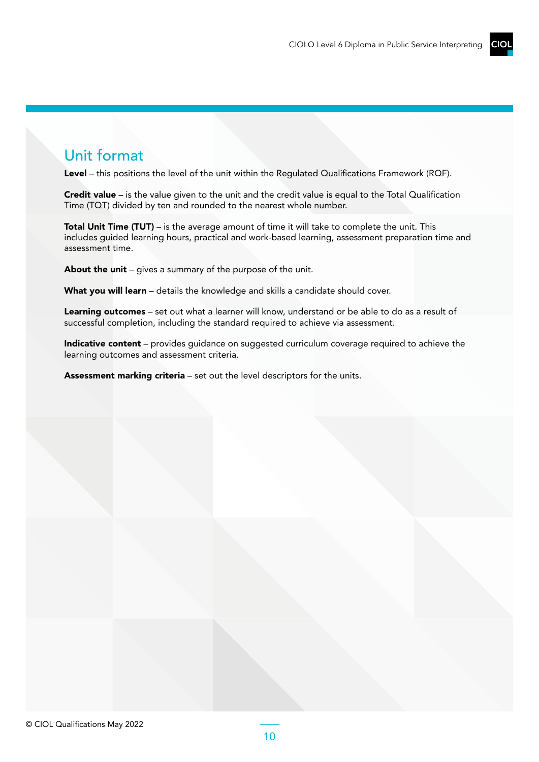## Unit format

**Level** – this positions the level of the unit within the Regulated Qualifications Framework (RQF).

**Credit value** – is the value given to the unit and the credit value is equal to the Total Qualification Time (TQT) divided by ten and rounded to the nearest whole number.

**Total Unit Time (TUT)** – is the average amount of time it will take to complete the unit. This includes guided learning hours, practical and work-based learning, assessment preparation time and assessment time.

**About the unit** – gives a summary of the purpose of the unit.

**What you will learn** – details the knowledge and skills a candidate should cover.

**Learning outcomes** – set out what a learner will know, understand or be able to do as a result of successful completion, including the standard required to achieve via assessment.

**Indicative content** – provides guidance on suggested curriculum coverage required to achieve the learning outcomes and assessment criteria.

**Assessment marking criteria** – set out the level descriptors for the units.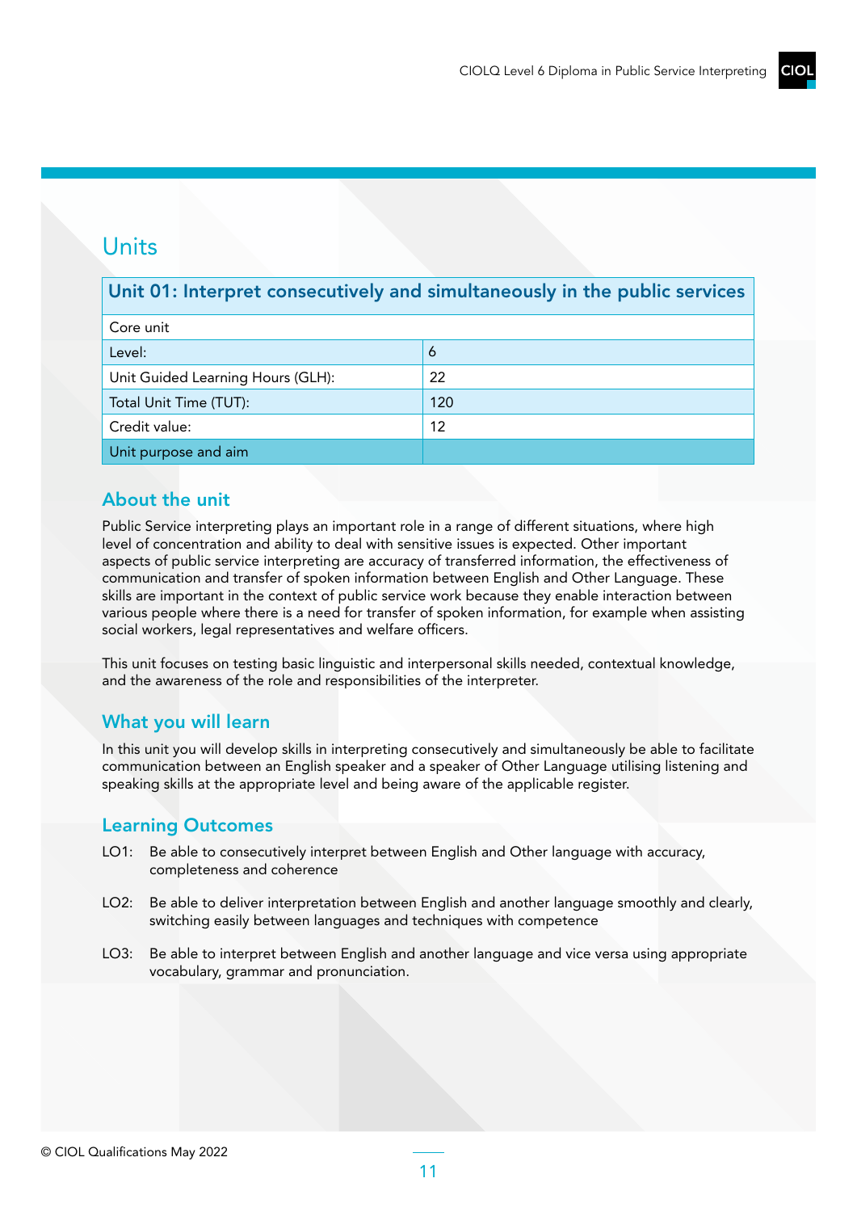# Units

| Unit 01: Interpret consecutively and simultaneously in the public services | |
|---|---|
| Core unit | |
| Level: | 6 |
| Unit Guided Learning Hours (GLH): | 22 |
| Total Unit Time (TUT): | 120 |
| Credit value: | 12 |
| Unit purpose and aim | |

## About the unit

Public Service interpreting plays an important role in a range of different situations, where high level of concentration and ability to deal with sensitive issues is expected. Other important aspects of public service interpreting are accuracy of transferred information, the effectiveness of communication and transfer of spoken information between English and Other Language. These skills are important in the context of public service work because they enable interaction between various people where there is a need for transfer of spoken information, for example when assisting social workers, legal representatives and welfare officers.

This unit focuses on testing basic linguistic and interpersonal skills needed, contextual knowledge, and the awareness of the role and responsibilities of the interpreter.

## What you will learn

In this unit you will develop skills in interpreting consecutively and simultaneously be able to facilitate communication between an English speaker and a speaker of Other Language utilising listening and speaking skills at the appropriate level and being aware of the applicable register.

## Learning Outcomes

LO1: Be able to consecutively interpret between English and Other language with accuracy, completeness and coherence

LO2: Be able to deliver interpretation between English and another language smoothly and clearly, switching easily between languages and techniques with competence

LO3: Be able to interpret between English and another language and vice versa using appropriate vocabulary, grammar and pronunciation.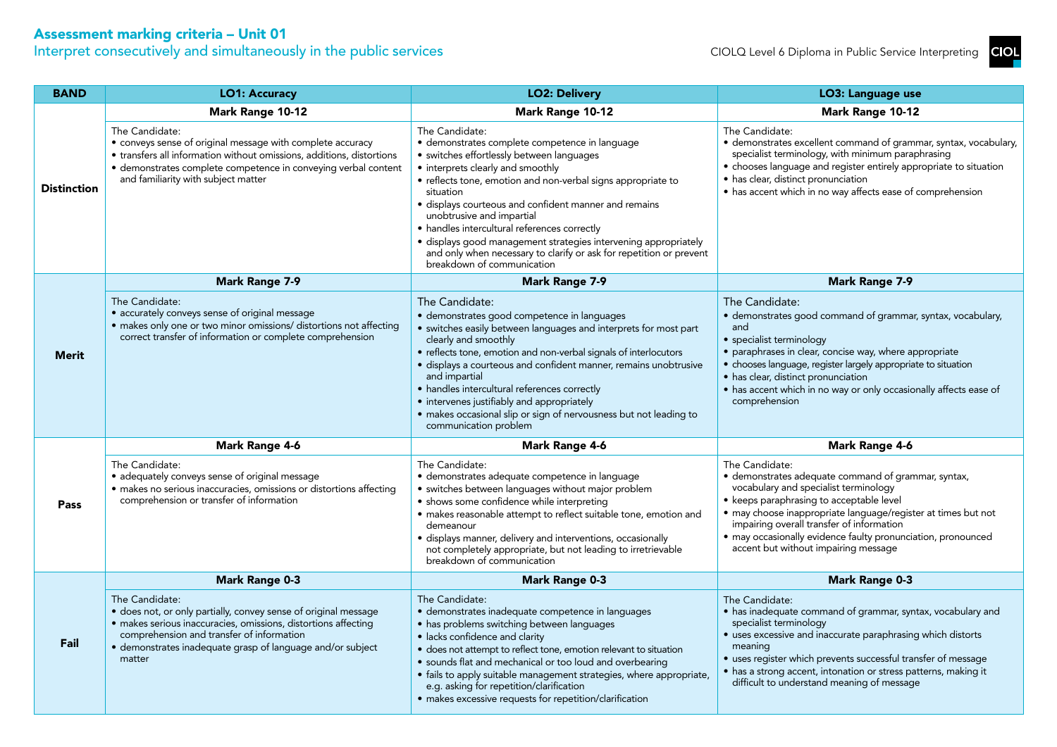## Assessment marking criteria – Unit 01

Interpret consecutively and simultaneously in the public services

CIOLQ Level 6 Diploma in Public Service Interpreting

| BAND | LO1: Accuracy | LO2: Delivery | LO3: Language use |
|---|---|---|---|
| | **Mark Range 10-12** | **Mark Range 10-12** | **Mark Range 10-12** |
| **Distinction** | The Candidate:<br>• conveys sense of original message with complete accuracy<br>• transfers all information without omissions, additions, distortions<br>• demonstrates complete competence in conveying verbal content and familiarity with subject matter | The Candidate:<br>• demonstrates complete competence in language<br>• switches effortlessly between languages<br>• interprets clearly and smoothly<br>• reflects tone, emotion and non-verbal signs appropriate to situation<br>• displays courteous and confident manner and remains unobtrusive and impartial<br>• handles intercultural references correctly<br>• displays good management strategies intervening appropriately and only when necessary to clarify or ask for repetition or prevent breakdown of communication | The Candidate:<br>• demonstrates excellent command of grammar, syntax, vocabulary, specialist terminology, with minimum paraphrasing<br>• chooses language and register entirely appropriate to situation<br>• has clear, distinct pronunciation<br>• has accent which in no way affects ease of comprehension |
| | **Mark Range 7-9** | **Mark Range 7-9** | **Mark Range 7-9** |
| **Merit** | The Candidate:<br>• accurately conveys sense of original message<br>• makes only one or two minor omissions/ distortions not affecting correct transfer of information or complete comprehension | The Candidate:<br>• demonstrates good competence in languages<br>• switches easily between languages and interprets for most part clearly and smoothly<br>• reflects tone, emotion and non-verbal signals of interlocutors<br>• displays a courteous and confident manner, remains unobtrusive and impartial<br>• handles intercultural references correctly<br>• intervenes justifiably and appropriately<br>• makes occasional slip or sign of nervousness but not leading to communication problem | The Candidate:<br>• demonstrates good command of grammar, syntax, vocabulary, and<br>• specialist terminology<br>• paraphrases in clear, concise way, where appropriate<br>• chooses language, register largely appropriate to situation<br>• has clear, distinct pronunciation<br>• has accent which in no way or only occasionally affects ease of comprehension |
| | **Mark Range 4-6** | **Mark Range 4-6** | **Mark Range 4-6** |
| **Pass** | The Candidate:<br>• adequately conveys sense of original message<br>• makes no serious inaccuracies, omissions or distortions affecting comprehension or transfer of information | The Candidate:<br>• demonstrates adequate competence in language<br>• switches between languages without major problem<br>• shows some confidence while interpreting<br>• makes reasonable attempt to reflect suitable tone, emotion and demeanour<br>• displays manner, delivery and interventions, occasionally not completely appropriate, but not leading to irretrievable breakdown of communication | The Candidate:<br>• demonstrates adequate command of grammar, syntax, vocabulary and specialist terminology<br>• keeps paraphrasing to acceptable level<br>• may choose inappropriate language/register at times but not impairing overall transfer of information<br>• may occasionally evidence faulty pronunciation, pronounced accent but without impairing message |
| | **Mark Range 0-3** | **Mark Range 0-3** | **Mark Range 0-3** |
| **Fail** | The Candidate:<br>• does not, or only partially, convey sense of original message<br>• makes serious inaccuracies, omissions, distortions affecting comprehension and transfer of information<br>• demonstrates inadequate grasp of language and/or subject matter | The Candidate:<br>• demonstrates inadequate competence in languages<br>• has problems switching between languages<br>• lacks confidence and clarity<br>• does not attempt to reflect tone, emotion relevant to situation<br>• sounds flat and mechanical or too loud and overbearing<br>• fails to apply suitable management strategies, where appropriate, e.g. asking for repetition/clarification<br>• makes excessive requests for repetition/clarification | The Candidate:<br>• has inadequate command of grammar, syntax, vocabulary and specialist terminology<br>• uses excessive and inaccurate paraphrasing which distorts meaning<br>• uses register which prevents successful transfer of message<br>• has a strong accent, intonation or stress patterns, making it difficult to understand meaning of message |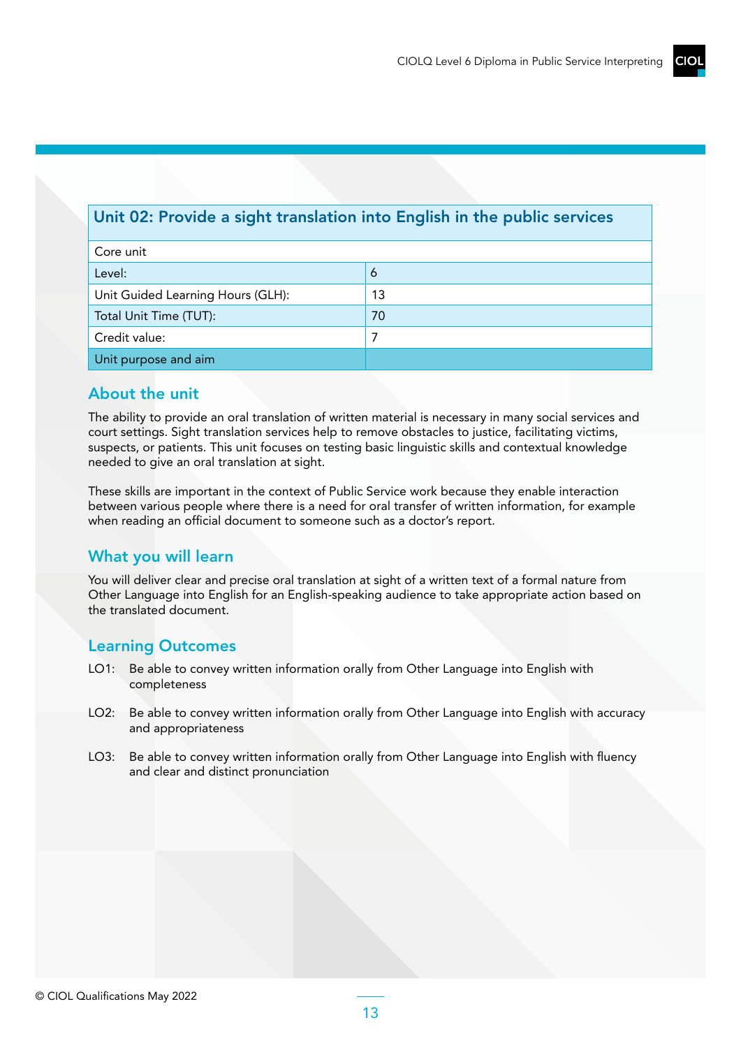| Unit 02: Provide a sight translation into English in the public services | |
|---|---|
| Core unit | |
| Level: | 6 |
| Unit Guided Learning Hours (GLH): | 13 |
| Total Unit Time (TUT): | 70 |
| Credit value: | 7 |
| Unit purpose and aim | |

## About the unit

The ability to provide an oral translation of written material is necessary in many social services and court settings. Sight translation services help to remove obstacles to justice, facilitating victims, suspects, or patients. This unit focuses on testing basic linguistic skills and contextual knowledge needed to give an oral translation at sight.

These skills are important in the context of Public Service work because they enable interaction between various people where there is a need for oral transfer of written information, for example when reading an official document to someone such as a doctor's report.

## What you will learn

You will deliver clear and precise oral translation at sight of a written text of a formal nature from Other Language into English for an English-speaking audience to take appropriate action based on the translated document.

## Learning Outcomes

LO1: Be able to convey written information orally from Other Language into English with completeness

LO2: Be able to convey written information orally from Other Language into English with accuracy and appropriateness

LO3: Be able to convey written information orally from Other Language into English with fluency and clear and distinct pronunciation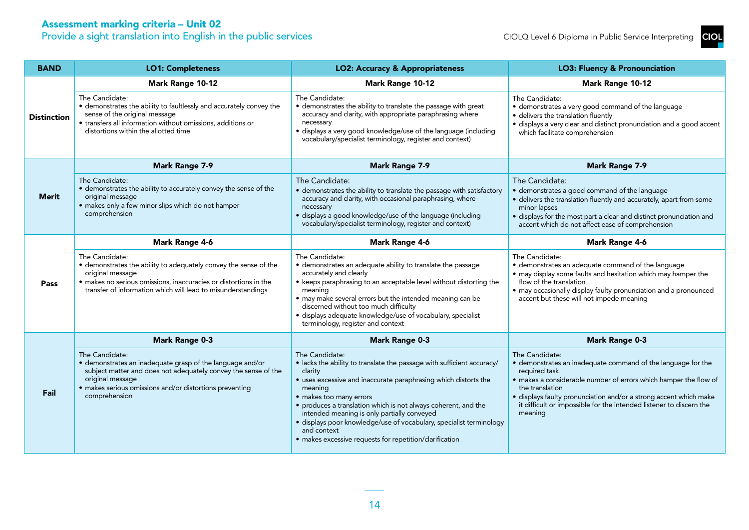## Assessment marking criteria – Unit 02

### Provide a sight translation into English in the public services

| BAND | LO1: Completeness | LO2: Accuracy & Appropriateness | LO3: Fluency & Pronounciation |
|---|---|---|---|
| | **Mark Range 10-12** | **Mark Range 10-12** | **Mark Range 10-12** |
| **Distinction** | The Candidate:<br>• demonstrates the ability to faultlessly and accurately convey the sense of the original message<br>• transfers all information without omissions, additions or distortions within the allotted time | The Candidate:<br>• demonstrates the ability to translate the passage with great accuracy and clarity, with appropriate paraphrasing where necessary<br>• displays a very good knowledge/use of the language (including vocabulary/specialist terminology, register and context) | The Candidate:<br>• demonstrates a very good command of the language<br>• delivers the translation fluently<br>• displays a very clear and distinct pronunciation and a good accent which facilitate comprehension |
| | **Mark Range 7-9** | **Mark Range 7-9** | **Mark Range 7-9** |
| **Merit** | The Candidate:<br>• demonstrates the ability to accurately convey the sense of the original message<br>• makes only a few minor slips which do not hamper comprehension | The Candidate:<br>• demonstrates the ability to translate the passage with satisfactory accuracy and clarity, with occasional paraphrasing, where necessary<br>• displays a good knowledge/use of the language (including vocabulary/specialist terminology, register and context) | The Candidate:<br>• demonstrates a good command of the language<br>• delivers the translation fluently and accurately, apart from some minor lapses<br>• displays for the most part a clear and distinct pronunciation and accent which do not affect ease of comprehension |
| | **Mark Range 4-6** | **Mark Range 4-6** | **Mark Range 4-6** |
| **Pass** | The Candidate:<br>• demonstrates the ability to adequately convey the sense of the original message<br>• makes no serious omissions, inaccuracies or distortions in the transfer of information which will lead to misunderstandings | The Candidate:<br>• demonstrates an adequate ability to translate the passage accurately and clearly<br>• keeps paraphrasing to an acceptable level without distorting the meaning<br>• may make several errors but the intended meaning can be discerned without too much difficulty<br>• displays adequate knowledge/use of vocabulary, specialist terminology, register and context | The Candidate:<br>• demonstrates an adequate command of the language<br>• may display some faults and hesitation which may hamper the flow of the translation<br>• may occasionally display faulty pronunciation and a pronounced accent but these will not impede meaning |
| | **Mark Range 0-3** | **Mark Range 0-3** | **Mark Range 0-3** |
| **Fail** | The Candidate:<br>• demonstrates an inadequate grasp of the language and/or subject matter and does not adequately convey the sense of the original message<br>• makes serious omissions and/or distortions preventing comprehension | The Candidate:<br>• lacks the ability to translate the passage with sufficient accuracy/clarity<br>• uses excessive and inaccurate paraphrasing which distorts the meaning<br>• makes too many errors<br>• produces a translation which is not always coherent, and the intended meaning is only partially conveyed<br>• displays poor knowledge/use of vocabulary, specialist terminology and context<br>• makes excessive requests for repetition/clarification | The Candidate:<br>• demonstrates an inadequate command of the language for the required task<br>• makes a considerable number of errors which hamper the flow of the translation<br>• displays faulty pronunciation and/or a strong accent which make it difficult or impossible for the intended listener to discern the meaning |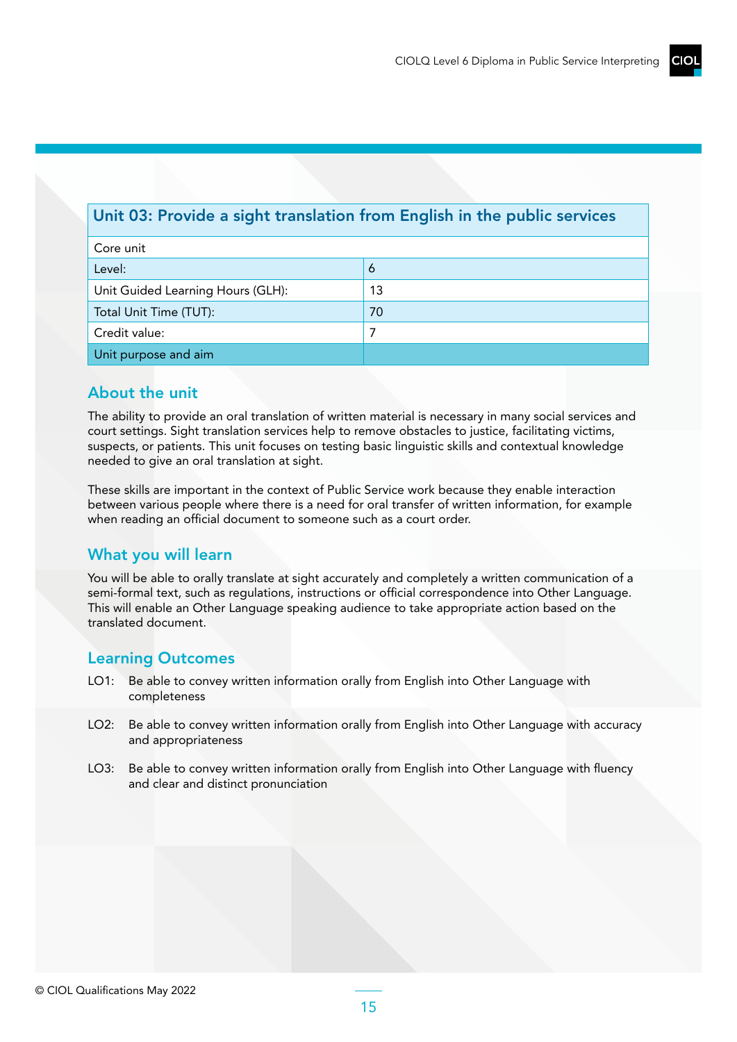| Unit 03: Provide a sight translation from English in the public services | |
|---|---|
| Core unit | |
| Level: | 6 |
| Unit Guided Learning Hours (GLH): | 13 |
| Total Unit Time (TUT): | 70 |
| Credit value: | 7 |
| Unit purpose and aim | |

## About the unit

The ability to provide an oral translation of written material is necessary in many social services and court settings. Sight translation services help to remove obstacles to justice, facilitating victims, suspects, or patients. This unit focuses on testing basic linguistic skills and contextual knowledge needed to give an oral translation at sight.

These skills are important in the context of Public Service work because they enable interaction between various people where there is a need for oral transfer of written information, for example when reading an official document to someone such as a court order.

## What you will learn

You will be able to orally translate at sight accurately and completely a written communication of a semi-formal text, such as regulations, instructions or official correspondence into Other Language. This will enable an Other Language speaking audience to take appropriate action based on the translated document.

## Learning Outcomes

LO1: Be able to convey written information orally from English into Other Language with completeness

LO2: Be able to convey written information orally from English into Other Language with accuracy and appropriateness

LO3: Be able to convey written information orally from English into Other Language with fluency and clear and distinct pronunciation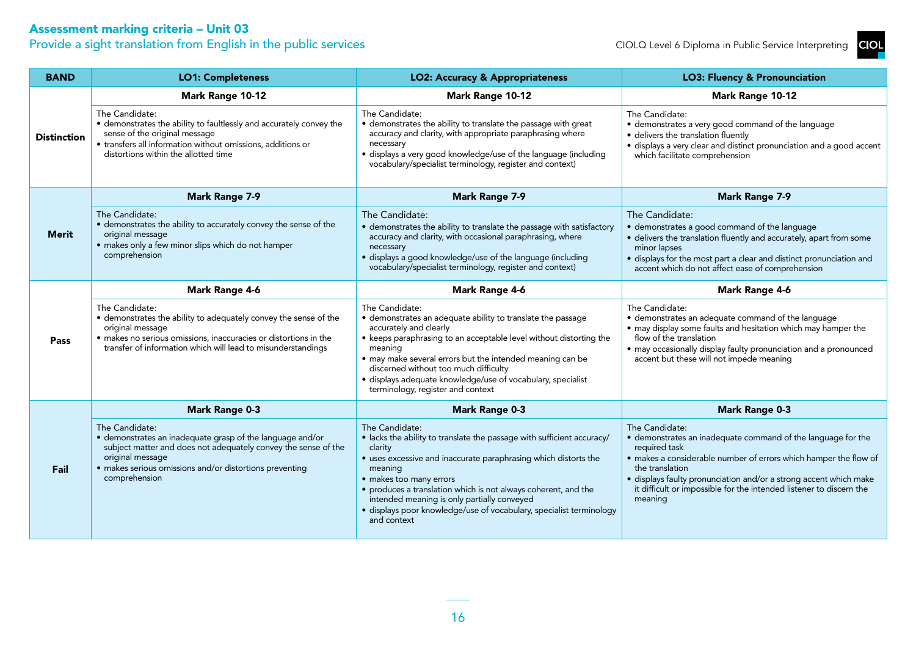## Assessment marking criteria – Unit 03

### Provide a sight translation from English in the public services

| BAND | LO1: Completeness | LO2: Accuracy & Appropriateness | LO3: Fluency & Pronounciation |
|---|---|---|---|
| **Distinction** | **Mark Range 10-12**<br>The Candidate:<br>• demonstrates the ability to faultlessly and accurately convey the sense of the original message<br>• transfers all information without omissions, additions or distortions within the allotted time | **Mark Range 10-12**<br>The Candidate:<br>• demonstrates the ability to translate the passage with great accuracy and clarity, with appropriate paraphrasing where necessary<br>• displays a very good knowledge/use of the language (including vocabulary/specialist terminology, register and context) | **Mark Range 10-12**<br>The Candidate:<br>• demonstrates a very good command of the language<br>• delivers the translation fluently<br>• displays a very clear and distinct pronunciation and a good accent which facilitate comprehension |
| **Merit** | **Mark Range 7-9**<br>The Candidate:<br>• demonstrates the ability to accurately convey the sense of the original message<br>• makes only a few minor slips which do not hamper comprehension | **Mark Range 7-9**<br>The Candidate:<br>• demonstrates the ability to translate the passage with satisfactory accuracy and clarity, with occasional paraphrasing, where necessary<br>• displays a good knowledge/use of the language (including vocabulary/specialist terminology, register and context) | **Mark Range 7-9**<br>The Candidate:<br>• demonstrates a good command of the language<br>• delivers the translation fluently and accurately, apart from some minor lapses<br>• displays for the most part a clear and distinct pronunciation and accent which do not affect ease of comprehension |
| **Pass** | **Mark Range 4-6**<br>The Candidate:<br>• demonstrates the ability to adequately convey the sense of the original message<br>• makes no serious omissions, inaccuracies or distortions in the transfer of information which will lead to misunderstandings | **Mark Range 4-6**<br>The Candidate:<br>• demonstrates an adequate ability to translate the passage accurately and clearly<br>• keeps paraphrasing to an acceptable level without distorting the meaning<br>• may make several errors but the intended meaning can be discerned without too much difficulty<br>• displays adequate knowledge/use of vocabulary, specialist terminology, register and context | **Mark Range 4-6**<br>The Candidate:<br>• demonstrates an adequate command of the language<br>• may display some faults and hesitation which may hamper the flow of the translation<br>• may occasionally display faulty pronunciation and a pronounced accent but these will not impede meaning |
| **Fail** | **Mark Range 0-3**<br>The Candidate:<br>• demonstrates an inadequate grasp of the language and/or subject matter and does not adequately convey the sense of the original message<br>• makes serious omissions and/or distortions preventing comprehension | **Mark Range 0-3**<br>The Candidate:<br>• lacks the ability to translate the passage with sufficient accuracy/clarity<br>• uses excessive and inaccurate paraphrasing which distorts the meaning<br>• makes too many errors<br>• produces a translation which is not always coherent, and the intended meaning is only partially conveyed<br>• displays poor knowledge/use of vocabulary, specialist terminology and context | **Mark Range 0-3**<br>The Candidate:<br>• demonstrates an inadequate command of the language for the required task<br>• makes a considerable number of errors which hamper the flow of the translation<br>• displays faulty pronunciation and/or a strong accent which make it difficult or impossible for the intended listener to discern the meaning |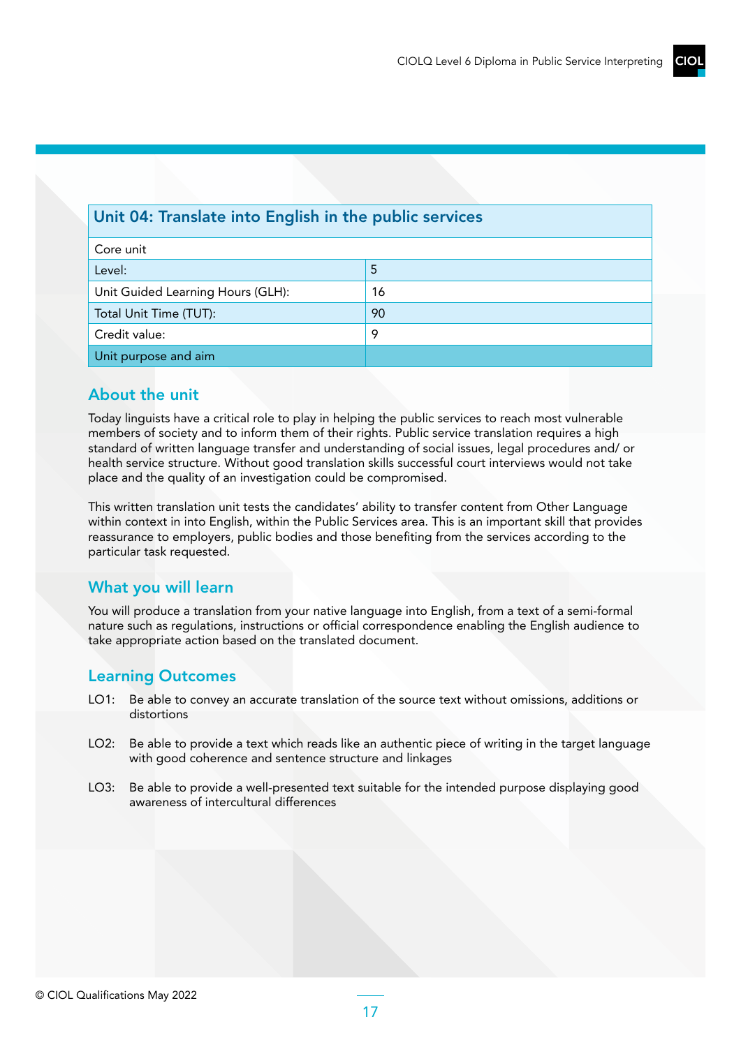| Unit 04: Translate into English in the public services | |
|---|---|
| Core unit | |
| Level: | 5 |
| Unit Guided Learning Hours (GLH): | 16 |
| Total Unit Time (TUT): | 90 |
| Credit value: | 9 |
| Unit purpose and aim | |

## About the unit

Today linguists have a critical role to play in helping the public services to reach most vulnerable members of society and to inform them of their rights. Public service translation requires a high standard of written language transfer and understanding of social issues, legal procedures and/ or health service structure. Without good translation skills successful court interviews would not take place and the quality of an investigation could be compromised.

This written translation unit tests the candidates' ability to transfer content from Other Language within context in into English, within the Public Services area. This is an important skill that provides reassurance to employers, public bodies and those benefiting from the services according to the particular task requested.

## What you will learn

You will produce a translation from your native language into English, from a text of a semi-formal nature such as regulations, instructions or official correspondence enabling the English audience to take appropriate action based on the translated document.

## Learning Outcomes

- LO1: Be able to convey an accurate translation of the source text without omissions, additions or distortions
- LO2: Be able to provide a text which reads like an authentic piece of writing in the target language with good coherence and sentence structure and linkages
- LO3: Be able to provide a well-presented text suitable for the intended purpose displaying good awareness of intercultural differences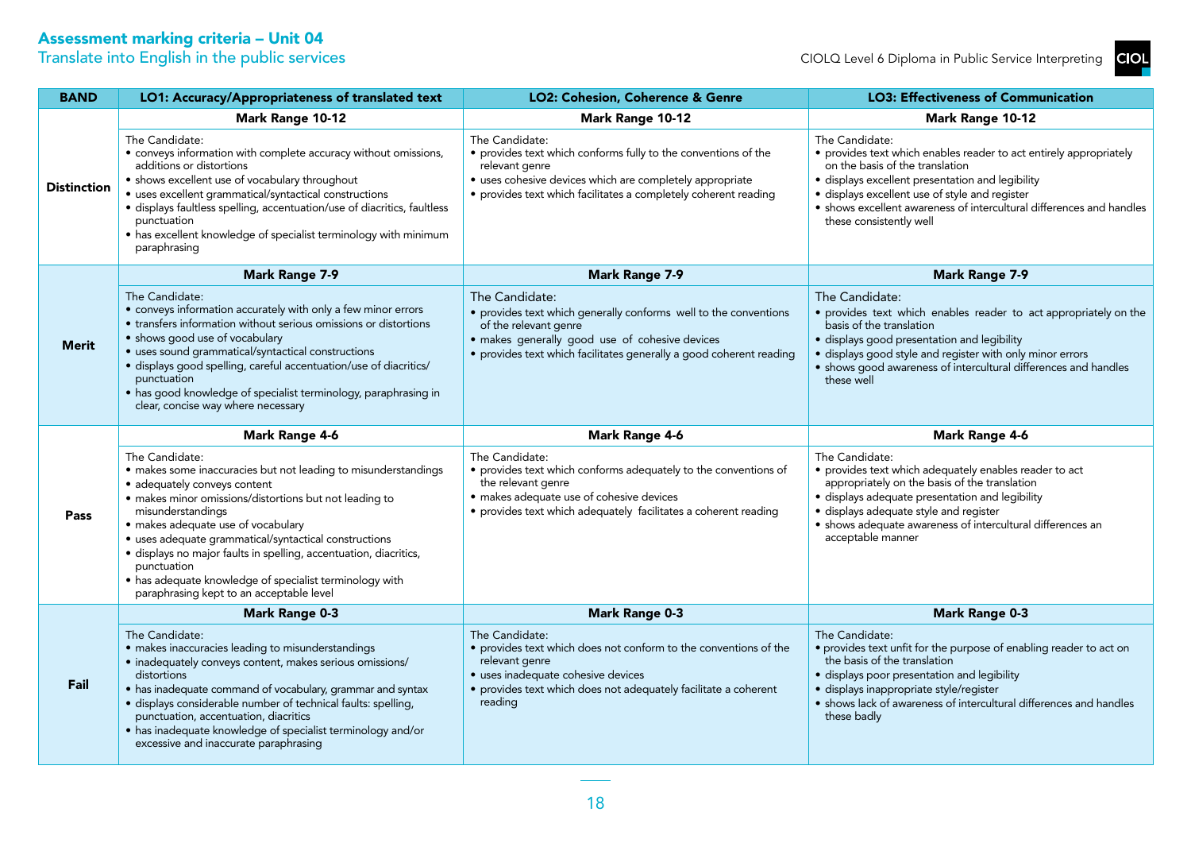# Assessment marking criteria – Unit 04

## Translate into English in the public services

| BAND | LO1: Accuracy/Appropriateness of translated text | LO2: Cohesion, Coherence & Genre | LO3: Effectiveness of Communication |
|---|---|---|---|
| | **Mark Range 10-12** | **Mark Range 10-12** | **Mark Range 10-12** |
| **Distinction** | The Candidate:<br>• conveys information with complete accuracy without omissions, additions or distortions<br>• shows excellent use of vocabulary throughout<br>• uses excellent grammatical/syntactical constructions<br>• displays faultless spelling, accentuation/use of diacritics, faultless punctuation<br>• has excellent knowledge of specialist terminology with minimum paraphrasing | The Candidate:<br>• provides text which conforms fully to the conventions of the relevant genre<br>• uses cohesive devices which are completely appropriate<br>• provides text which facilitates a completely coherent reading | The Candidate:<br>• provides text which enables reader to act entirely appropriately on the basis of the translation<br>• displays excellent presentation and legibility<br>• displays excellent use of style and register<br>• shows excellent awareness of intercultural differences and handles these consistently well |
| | **Mark Range 7-9** | **Mark Range 7-9** | **Mark Range 7-9** |
| **Merit** | The Candidate:<br>• conveys information accurately with only a few minor errors<br>• transfers information without serious omissions or distortions<br>• shows good use of vocabulary<br>• uses sound grammatical/syntactical constructions<br>• displays good spelling, careful accentuation/use of diacritics/ punctuation<br>• has good knowledge of specialist terminology, paraphrasing in clear, concise way where necessary | The Candidate:<br>• provides text which generally conforms well to the conventions of the relevant genre<br>• makes generally good use of cohesive devices<br>• provides text which facilitates generally a good coherent reading | The Candidate:<br>• provides text which enables reader to act appropriately on the basis of the translation<br>• displays good presentation and legibility<br>• displays good style and register with only minor errors<br>• shows good awareness of intercultural differences and handles these well |
| | **Mark Range 4-6** | **Mark Range 4-6** | **Mark Range 4-6** |
| **Pass** | The Candidate:<br>• makes some inaccuracies but not leading to misunderstandings<br>• adequately conveys content<br>• makes minor omissions/distortions but not leading to misunderstandings<br>• makes adequate use of vocabulary<br>• uses adequate grammatical/syntactical constructions<br>• displays no major faults in spelling, accentuation, diacritics, punctuation<br>• has adequate knowledge of specialist terminology with paraphrasing kept to an acceptable level | The Candidate:<br>• provides text which conforms adequately to the conventions of the relevant genre<br>• makes adequate use of cohesive devices<br>• provides text which adequately facilitates a coherent reading | The Candidate:<br>• provides text which adequately enables reader to act appropriately on the basis of the translation<br>• displays adequate presentation and legibility<br>• displays adequate style and register<br>• shows adequate awareness of intercultural differences an acceptable manner |
| | **Mark Range 0-3** | **Mark Range 0-3** | **Mark Range 0-3** |
| **Fail** | The Candidate:<br>• makes inaccuracies leading to misunderstandings<br>• inadequately conveys content, makes serious omissions/ distortions<br>• has inadequate command of vocabulary, grammar and syntax<br>• displays considerable number of technical faults: spelling, punctuation, accentuation, diacritics<br>• has inadequate knowledge of specialist terminology and/or excessive and inaccurate paraphrasing | The Candidate:<br>• provides text which does not conform to the conventions of the relevant genre<br>• uses inadequate cohesive devices<br>• provides text which does not adequately facilitate a coherent reading | The Candidate:<br>• provides text unfit for the purpose of enabling reader to act on the basis of the translation<br>• displays poor presentation and legibility<br>• displays inappropriate style/register<br>• shows lack of awareness of intercultural differences and handles these badly |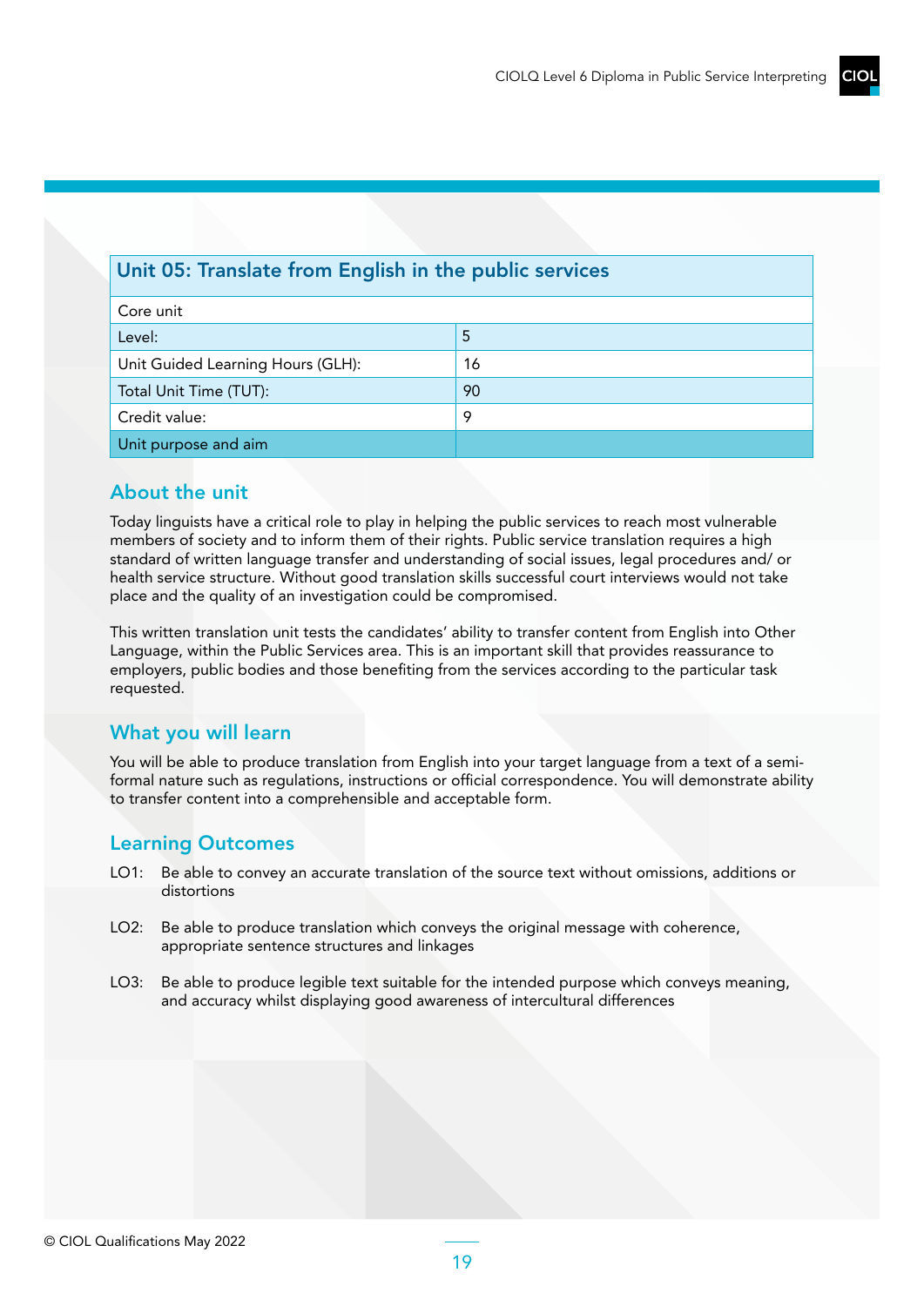| Unit 05: Translate from English in the public services | |
|---|---|
| Core unit | |
| Level: | 5 |
| Unit Guided Learning Hours (GLH): | 16 |
| Total Unit Time (TUT): | 90 |
| Credit value: | 9 |
| Unit purpose and aim | |

## About the unit

Today linguists have a critical role to play in helping the public services to reach most vulnerable members of society and to inform them of their rights. Public service translation requires a high standard of written language transfer and understanding of social issues, legal procedures and/ or health service structure. Without good translation skills successful court interviews would not take place and the quality of an investigation could be compromised.

This written translation unit tests the candidates' ability to transfer content from English into Other Language, within the Public Services area. This is an important skill that provides reassurance to employers, public bodies and those benefiting from the services according to the particular task requested.

## What you will learn

You will be able to produce translation from English into your target language from a text of a semi-formal nature such as regulations, instructions or official correspondence. You will demonstrate ability to transfer content into a comprehensible and acceptable form.

## Learning Outcomes

LO1: Be able to convey an accurate translation of the source text without omissions, additions or distortions

LO2: Be able to produce translation which conveys the original message with coherence, appropriate sentence structures and linkages

LO3: Be able to produce legible text suitable for the intended purpose which conveys meaning, and accuracy whilst displaying good awareness of intercultural differences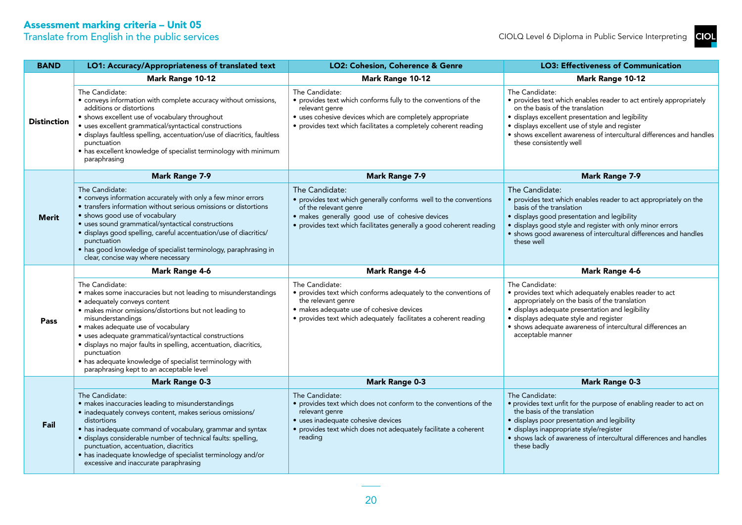## Assessment marking criteria – Unit 05

Translate from English in the public services

| BAND | LO1: Accuracy/Appropriateness of translated text | LO2: Cohesion, Coherence & Genre | LO3: Effectiveness of Communication |
|---|---|---|---|
| **Distinction** | **Mark Range 10-12**<br>The Candidate:<br>• conveys information with complete accuracy without omissions, additions or distortions<br>• shows excellent use of vocabulary throughout<br>• uses excellent grammatical/syntactical constructions<br>• displays faultless spelling, accentuation/use of diacritics, faultless punctuation<br>• has excellent knowledge of specialist terminology with minimum paraphrasing | **Mark Range 10-12**<br>The Candidate:<br>• provides text which conforms fully to the conventions of the relevant genre<br>• uses cohesive devices which are completely appropriate<br>• provides text which facilitates a completely coherent reading | **Mark Range 10-12**<br>The Candidate:<br>• provides text which enables reader to act entirely appropriately on the basis of the translation<br>• displays excellent presentation and legibility<br>• displays excellent use of style and register<br>• shows excellent awareness of intercultural differences and handles these consistently well |
| **Merit** | **Mark Range 7-9**<br>The Candidate:<br>• conveys information accurately with only a few minor errors<br>• transfers information without serious omissions or distortions<br>• shows good use of vocabulary<br>• uses sound grammatical/syntactical constructions<br>• displays good spelling, careful accentuation/use of diacritics/ punctuation<br>• has good knowledge of specialist terminology, paraphrasing in clear, concise way where necessary | **Mark Range 7-9**<br>The Candidate:<br>• provides text which generally conforms well to the conventions of the relevant genre<br>• makes generally good use of cohesive devices<br>• provides text which facilitates generally a good coherent reading | **Mark Range 7-9**<br>The Candidate:<br>• provides text which enables reader to act appropriately on the basis of the translation<br>• displays good presentation and legibility<br>• displays good style and register with only minor errors<br>• shows good awareness of intercultural differences and handles these well |
| **Pass** | **Mark Range 4-6**<br>The Candidate:<br>• makes some inaccuracies but not leading to misunderstandings<br>• adequately conveys content<br>• makes minor omissions/distortions but not leading to misunderstandings<br>• makes adequate use of vocabulary<br>• uses adequate grammatical/syntactical constructions<br>• displays no major faults in spelling, accentuation, diacritics, punctuation<br>• has adequate knowledge of specialist terminology with paraphrasing kept to an acceptable level | **Mark Range 4-6**<br>The Candidate:<br>• provides text which conforms adequately to the conventions of the relevant genre<br>• makes adequate use of cohesive devices<br>• provides text which adequately facilitates a coherent reading | **Mark Range 4-6**<br>The Candidate:<br>• provides text which adequately enables reader to act appropriately on the basis of the translation<br>• displays adequate presentation and legibility<br>• displays adequate style and register<br>• shows adequate awareness of intercultural differences an acceptable manner |
| **Fail** | **Mark Range 0-3**<br>The Candidate:<br>• makes inaccuracies leading to misunderstandings<br>• inadequately conveys content, makes serious omissions/ distortions<br>• has inadequate command of vocabulary, grammar and syntax<br>• displays considerable number of technical faults: spelling, punctuation, accentuation, diacritics<br>• has inadequate knowledge of specialist terminology and/or excessive and inaccurate paraphrasing | **Mark Range 0-3**<br>The Candidate:<br>• provides text which does not conform to the conventions of the relevant genre<br>• uses inadequate cohesive devices<br>• provides text which does not adequately facilitate a coherent reading | **Mark Range 0-3**<br>The Candidate:<br>• provides text unfit for the purpose of enabling reader to act on the basis of the translation<br>• displays poor presentation and legibility<br>• displays inappropriate style/register<br>• shows lack of awareness of intercultural differences and handles these badly |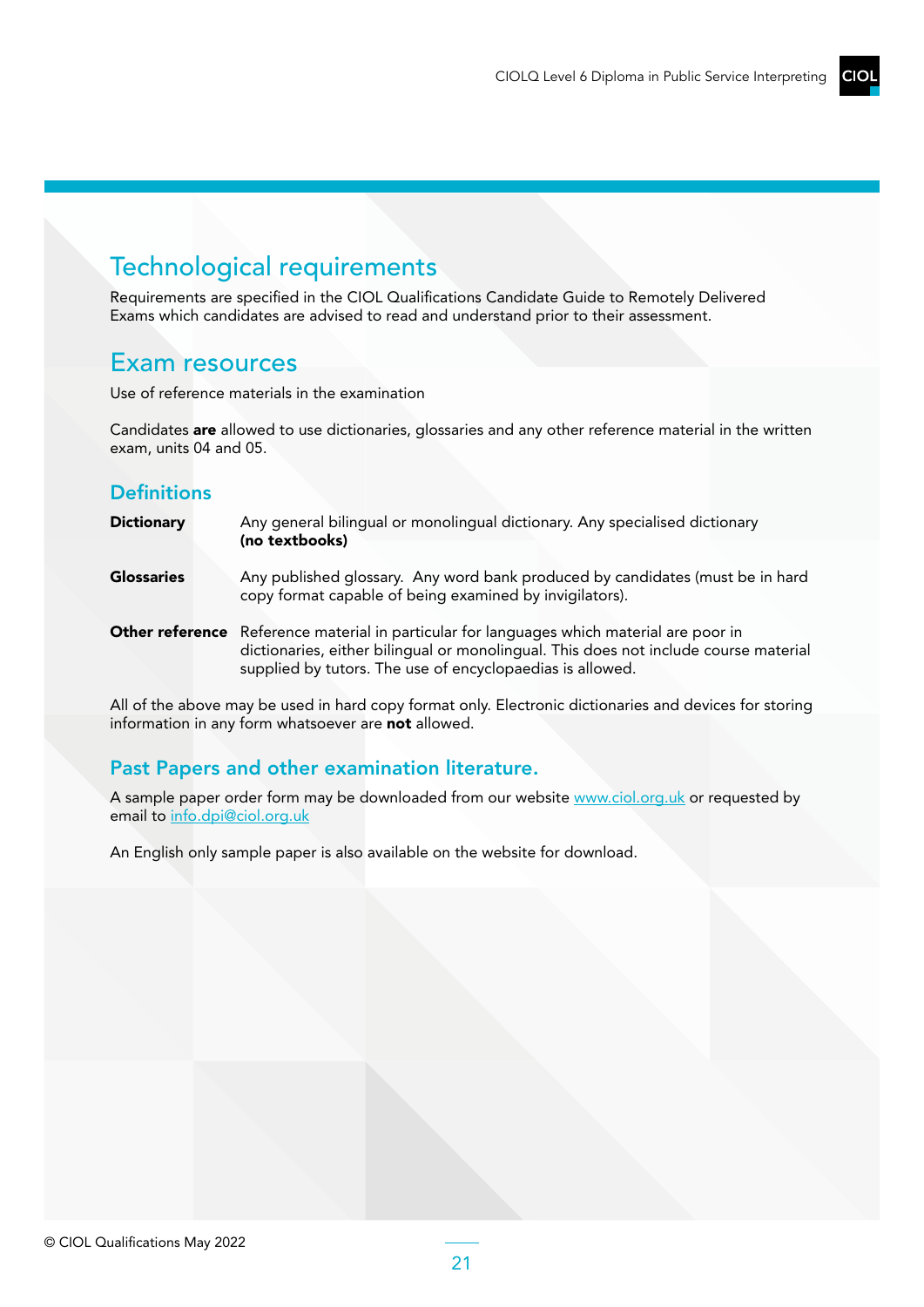## Technological requirements

Requirements are specified in the CIOL Qualifications Candidate Guide to Remotely Delivered Exams which candidates are advised to read and understand prior to their assessment.

## Exam resources

Use of reference materials in the examination

Candidates **are** allowed to use dictionaries, glossaries and any other reference material in the written exam, units 04 and 05.

### Definitions

| | |
|---|---|
| **Dictionary** | Any general bilingual or monolingual dictionary. Any specialised dictionary **(no textbooks)** |
| **Glossaries** | Any published glossary. Any word bank produced by candidates (must be in hard copy format capable of being examined by invigilators). |
| **Other reference** | Reference material in particular for languages which material are poor in dictionaries, either bilingual or monolingual. This does not include course material supplied by tutors. The use of encyclopaedias is allowed. |

All of the above may be used in hard copy format only. Electronic dictionaries and devices for storing information in any form whatsoever are **not** allowed.

### Past Papers and other examination literature.

A sample paper order form may be downloaded from our website www.ciol.org.uk or requested by email to info.dpi@ciol.org.uk

An English only sample paper is also available on the website for download.

© CIOL Qualifications May 2022